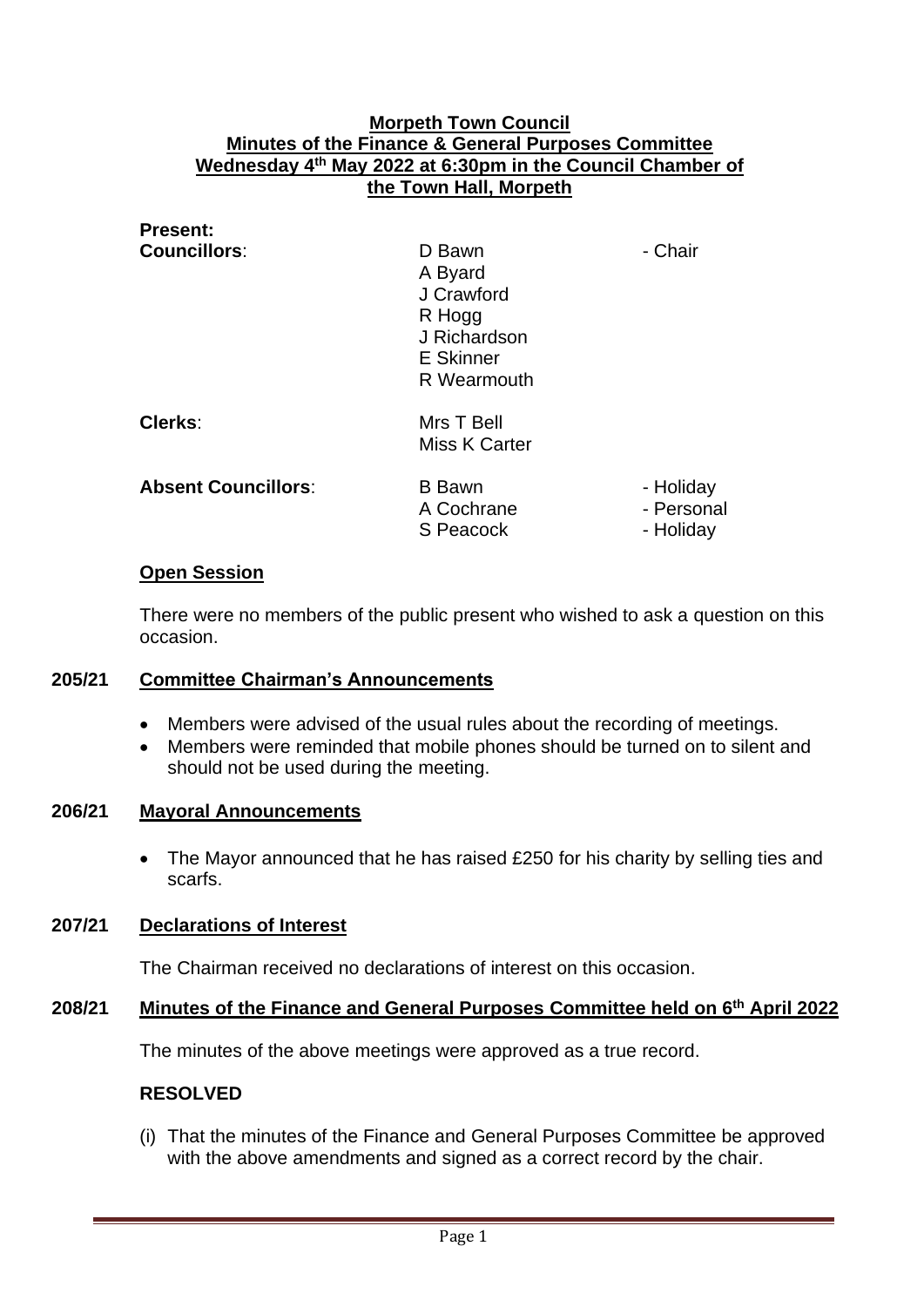# Morpeth Town Council
## Minutes of the Finance & General Purposes Committee
## Wednesday 4th May 2022 at 6:30pm in the Council Chamber of the Town Hall, Morpeth

**Present:**

| | | |
|---|---|---|
| **Councillors**: | D Bawn | - Chair |
| | A Byard | |
| | J Crawford | |
| | R Hogg | |
| | J Richardson | |
| | E Skinner | |
| | R Wearmouth | |
| **Clerks**: | Mrs T Bell | |
| | Miss K Carter | |
| **Absent Councillors**: | B Bawn | - Holiday |
| | A Cochrane | - Personal |
| | S Peacock | - Holiday |

### Open Session

There were no members of the public present who wished to ask a question on this occasion.

### 205/21 Committee Chairman's Announcements

- Members were advised of the usual rules about the recording of meetings.
- Members were reminded that mobile phones should be turned on to silent and should not be used during the meeting.

### 206/21 Mayoral Announcements

- The Mayor announced that he has raised £250 for his charity by selling ties and scarfs.

### 207/21 Declarations of Interest

The Chairman received no declarations of interest on this occasion.

### 208/21 Minutes of the Finance and General Purposes Committee held on 6th April 2022

The minutes of the above meetings were approved as a true record.

**RESOLVED**

(i) That the minutes of the Finance and General Purposes Committee be approved with the above amendments and signed as a correct record by the chair.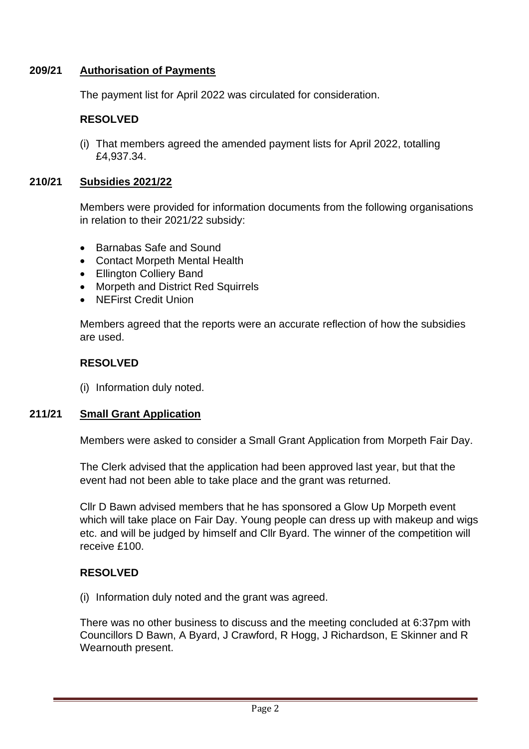## 209/21 Authorisation of Payments

The payment list for April 2022 was circulated for consideration.

**RESOLVED**

(i) That members agreed the amended payment lists for April 2022, totalling £4,937.34.

## 210/21 Subsidies 2021/22

Members were provided for information documents from the following organisations in relation to their 2021/22 subsidy:

- Barnabas Safe and Sound
- Contact Morpeth Mental Health
- Ellington Colliery Band
- Morpeth and District Red Squirrels
- NEFirst Credit Union

Members agreed that the reports were an accurate reflection of how the subsidies are used.

**RESOLVED**

(i) Information duly noted.

## 211/21 Small Grant Application

Members were asked to consider a Small Grant Application from Morpeth Fair Day.

The Clerk advised that the application had been approved last year, but that the event had not been able to take place and the grant was returned.

Cllr D Bawn advised members that he has sponsored a Glow Up Morpeth event which will take place on Fair Day. Young people can dress up with makeup and wigs etc. and will be judged by himself and Cllr Byard. The winner of the competition will receive £100.

**RESOLVED**

(i) Information duly noted and the grant was agreed.

There was no other business to discuss and the meeting concluded at 6:37pm with Councillors D Bawn, A Byard, J Crawford, R Hogg, J Richardson, E Skinner and R Wearnouth present.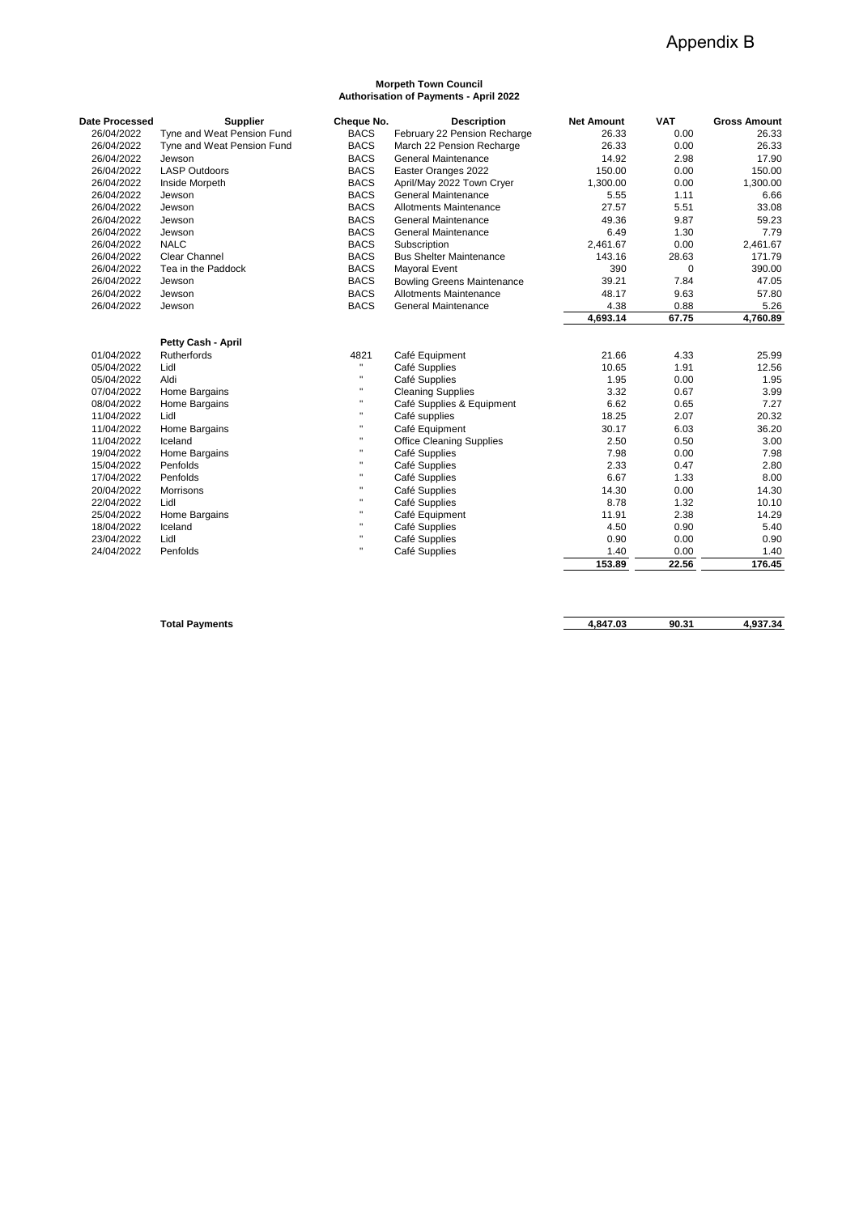# Appendix B

**Morpeth Town Council**
**Authorisation of Payments - April 2022**

| Date Processed | Supplier | Cheque No. | Description | Net Amount | VAT | Gross Amount |
|---|---|---|---|---|---|---|
| 26/04/2022 | Tyne and Weat Pension Fund | BACS | February 22 Pension Recharge | 26.33 | 0.00 | 26.33 |
| 26/04/2022 | Tyne and Weat Pension Fund | BACS | March 22 Pension Recharge | 26.33 | 0.00 | 26.33 |
| 26/04/2022 | Jewson | BACS | General Maintenance | 14.92 | 2.98 | 17.90 |
| 26/04/2022 | LASP Outdoors | BACS | Easter Oranges 2022 | 150.00 | 0.00 | 150.00 |
| 26/04/2022 | Inside Morpeth | BACS | April/May 2022 Town Cryer | 1,300.00 | 0.00 | 1,300.00 |
| 26/04/2022 | Jewson | BACS | General Maintenance | 5.55 | 1.11 | 6.66 |
| 26/04/2022 | Jewson | BACS | Allotments Maintenance | 27.57 | 5.51 | 33.08 |
| 26/04/2022 | Jewson | BACS | General Maintenance | 49.36 | 9.87 | 59.23 |
| 26/04/2022 | Jewson | BACS | General Maintenance | 6.49 | 1.30 | 7.79 |
| 26/04/2022 | NALC | BACS | Subscription | 2,461.67 | 0.00 | 2,461.67 |
| 26/04/2022 | Clear Channel | BACS | Bus Shelter Maintenance | 143.16 | 28.63 | 171.79 |
| 26/04/2022 | Tea in the Paddock | BACS | Mayoral Event | 390 | 0 | 390.00 |
| 26/04/2022 | Jewson | BACS | Bowling Greens Maintenance | 39.21 | 7.84 | 47.05 |
| 26/04/2022 | Jewson | BACS | Allotments Maintenance | 48.17 | 9.63 | 57.80 |
| 26/04/2022 | Jewson | BACS | General Maintenance | 4.38 | 0.88 | 5.26 |
| | | | | **4,693.14** | **67.75** | **4,760.89** |
| | **Petty Cash - April** | | | | | |
| 01/04/2022 | Rutherfords | 4821 | Café Equipment | 21.66 | 4.33 | 25.99 |
| 05/04/2022 | Lidl | " | Café Supplies | 10.65 | 1.91 | 12.56 |
| 05/04/2022 | Aldi | " | Café Supplies | 1.95 | 0.00 | 1.95 |
| 07/04/2022 | Home Bargains | " | Cleaning Supplies | 3.32 | 0.67 | 3.99 |
| 08/04/2022 | Home Bargains | " | Café Supplies & Equipment | 6.62 | 0.65 | 7.27 |
| 11/04/2022 | Lidl | " | Café supplies | 18.25 | 2.07 | 20.32 |
| 11/04/2022 | Home Bargains | " | Café Equipment | 30.17 | 6.03 | 36.20 |
| 11/04/2022 | Iceland | " | Office Cleaning Supplies | 2.50 | 0.50 | 3.00 |
| 19/04/2022 | Home Bargains | " | Café Supplies | 7.98 | 0.00 | 7.98 |
| 15/04/2022 | Penfolds | " | Café Supplies | 2.33 | 0.47 | 2.80 |
| 17/04/2022 | Penfolds | " | Café Supplies | 6.67 | 1.33 | 8.00 |
| 20/04/2022 | Morrisons | " | Café Supplies | 14.30 | 0.00 | 14.30 |
| 22/04/2022 | Lidl | " | Café Supplies | 8.78 | 1.32 | 10.10 |
| 25/04/2022 | Home Bargains | " | Café Equipment | 11.91 | 2.38 | 14.29 |
| 18/04/2022 | Iceland | " | Café Supplies | 4.50 | 0.90 | 5.40 |
| 23/04/2022 | Lidl | " | Café Supplies | 0.90 | 0.00 | 0.90 |
| 24/04/2022 | Penfolds | " | Café Supplies | 1.40 | 0.00 | 1.40 |
| | | | | **153.89** | **22.56** | **176.45** |
| | **Total Payments** | | | **4,847.03** | **90.31** | **4,937.34** |